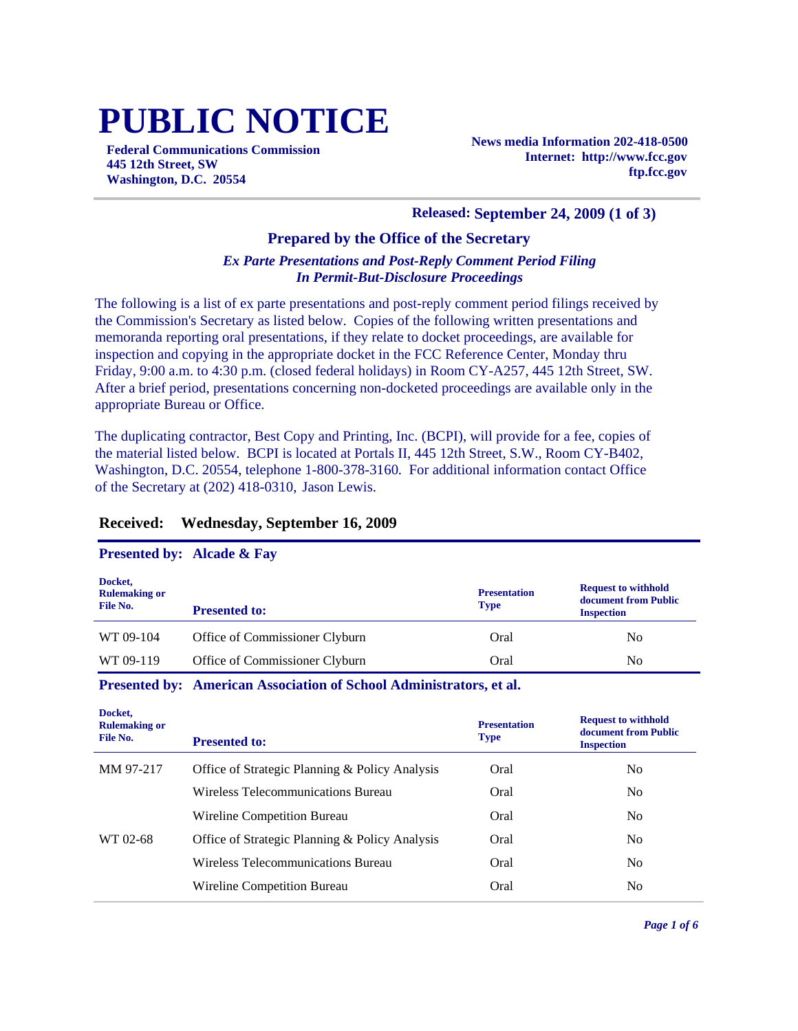# PUBLIC NOTICE

**Federal Communications Commission**
**445 12th Street, SW**
**Washington, D.C. 20554**

**News media Information 202-418-0500**
**Internet: http://www.fcc.gov**
**ftp.fcc.gov**

**Released: September 24, 2009 (1 of 3)**

## Prepared by the Office of the Secretary

***Ex Parte Presentations and Post-Reply Comment Period Filing In Permit-But-Disclosure Proceedings***

The following is a list of ex parte presentations and post-reply comment period filings received by the Commission's Secretary as listed below. Copies of the following written presentations and memoranda reporting oral presentations, if they relate to docket proceedings, are available for inspection and copying in the appropriate docket in the FCC Reference Center, Monday thru Friday, 9:00 a.m. to 4:30 p.m. (closed federal holidays) in Room CY-A257, 445 12th Street, SW. After a brief period, presentations concerning non-docketed proceedings are available only in the appropriate Bureau or Office.

The duplicating contractor, Best Copy and Printing, Inc. (BCPI), will provide for a fee, copies of the material listed below. BCPI is located at Portals II, 445 12th Street, S.W., Room CY-B402, Washington, D.C. 20554, telephone 1-800-378-3160. For additional information contact Office of the Secretary at (202) 418-0310, Jason Lewis.

### Received: Wednesday, September 16, 2009

**Presented by: Alcade & Fay**

| Docket, Rulemaking or File No. | Presented to: | Presentation Type | Request to withhold document from Public Inspection |
|---|---|---|---|
| WT 09-104 | Office of Commissioner Clyburn | Oral | No |
| WT 09-119 | Office of Commissioner Clyburn | Oral | No |

**Presented by: American Association of School Administrators, et al.**

| Docket, Rulemaking or File No. | Presented to: | Presentation Type | Request to withhold document from Public Inspection |
|---|---|---|---|
| MM 97-217 | Office of Strategic Planning & Policy Analysis | Oral | No |
| | Wireless Telecommunications Bureau | Oral | No |
| | Wireline Competition Bureau | Oral | No |
| WT 02-68 | Office of Strategic Planning & Policy Analysis | Oral | No |
| | Wireless Telecommunications Bureau | Oral | No |
| | Wireline Competition Bureau | Oral | No |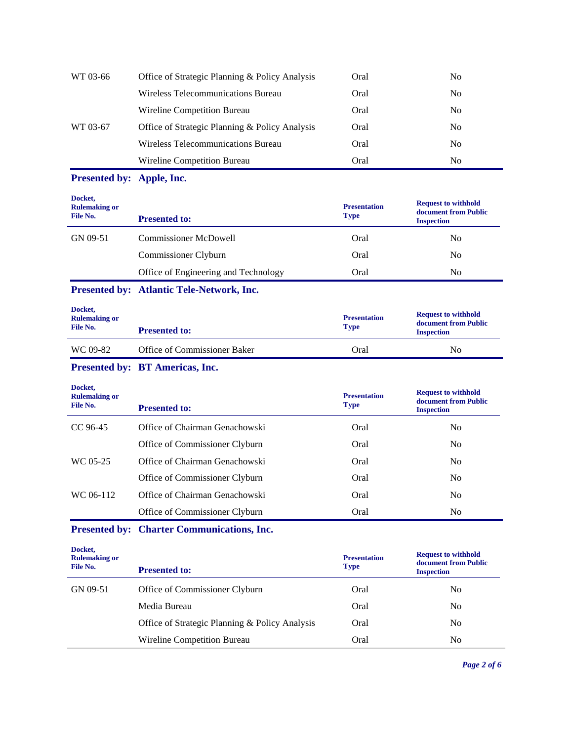| Docket, Rulemaking or File No. | Presented to: | Presentation Type | Request to withhold document from Public Inspection |
|---|---|---|---|
| WT 03-66 | Office of Strategic Planning & Policy Analysis | Oral | No |
| | Wireless Telecommunications Bureau | Oral | No |
| | Wireline Competition Bureau | Oral | No |
| WT 03-67 | Office of Strategic Planning & Policy Analysis | Oral | No |
| | Wireless Telecommunications Bureau | Oral | No |
| | Wireline Competition Bureau | Oral | No |

**Presented by: Apple, Inc.**

| Docket, Rulemaking or File No. | Presented to: | Presentation Type | Request to withhold document from Public Inspection |
|---|---|---|---|
| GN 09-51 | Commissioner McDowell | Oral | No |
| | Commissioner Clyburn | Oral | No |
| | Office of Engineering and Technology | Oral | No |

**Presented by: Atlantic Tele-Network, Inc.**

| Docket, Rulemaking or File No. | Presented to: | Presentation Type | Request to withhold document from Public Inspection |
|---|---|---|---|
| WC 09-82 | Office of Commissioner Baker | Oral | No |

**Presented by: BT Americas, Inc.**

| Docket, Rulemaking or File No. | Presented to: | Presentation Type | Request to withhold document from Public Inspection |
|---|---|---|---|
| CC 96-45 | Office of Chairman Genachowski | Oral | No |
| | Office of Commissioner Clyburn | Oral | No |
| WC 05-25 | Office of Chairman Genachowski | Oral | No |
| | Office of Commissioner Clyburn | Oral | No |
| WC 06-112 | Office of Chairman Genachowski | Oral | No |
| | Office of Commissioner Clyburn | Oral | No |

**Presented by: Charter Communications, Inc.**

| Docket, Rulemaking or File No. | Presented to: | Presentation Type | Request to withhold document from Public Inspection |
|---|---|---|---|
| GN 09-51 | Office of Commissioner Clyburn | Oral | No |
| | Media Bureau | Oral | No |
| | Office of Strategic Planning & Policy Analysis | Oral | No |
| | Wireline Competition Bureau | Oral | No |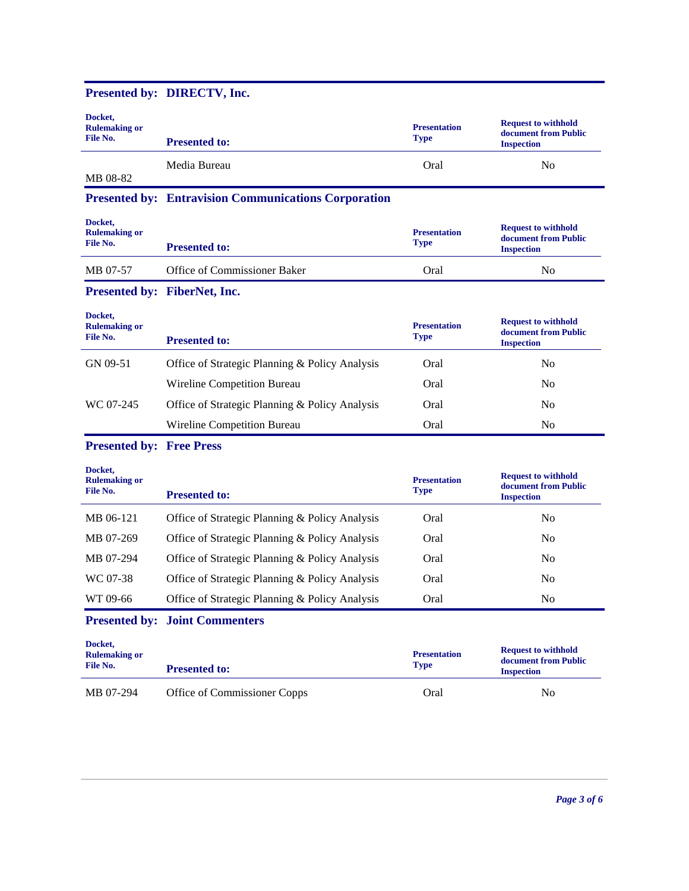## Presented by: DIRECTV, Inc.

| Docket, Rulemaking or File No. | Presented to: | Presentation Type | Request to withhold document from Public Inspection |
|---|---|---|---|
| MB 08-82 | Media Bureau | Oral | No |

## Presented by: Entravision Communications Corporation

| Docket, Rulemaking or File No. | Presented to: | Presentation Type | Request to withhold document from Public Inspection |
|---|---|---|---|
| MB 07-57 | Office of Commissioner Baker | Oral | No |

## Presented by: FiberNet, Inc.

| Docket, Rulemaking or File No. | Presented to: | Presentation Type | Request to withhold document from Public Inspection |
|---|---|---|---|
| GN 09-51 | Office of Strategic Planning & Policy Analysis | Oral | No |
| | Wireline Competition Bureau | Oral | No |
| WC 07-245 | Office of Strategic Planning & Policy Analysis | Oral | No |
| | Wireline Competition Bureau | Oral | No |

## Presented by: Free Press

| Docket, Rulemaking or File No. | Presented to: | Presentation Type | Request to withhold document from Public Inspection |
|---|---|---|---|
| MB 06-121 | Office of Strategic Planning & Policy Analysis | Oral | No |
| MB 07-269 | Office of Strategic Planning & Policy Analysis | Oral | No |
| MB 07-294 | Office of Strategic Planning & Policy Analysis | Oral | No |
| WC 07-38 | Office of Strategic Planning & Policy Analysis | Oral | No |
| WT 09-66 | Office of Strategic Planning & Policy Analysis | Oral | No |

## Presented by: Joint Commenters

| Docket, Rulemaking or File No. | Presented to: | Presentation Type | Request to withhold document from Public Inspection |
|---|---|---|---|
| MB 07-294 | Office of Commissioner Copps | Oral | No |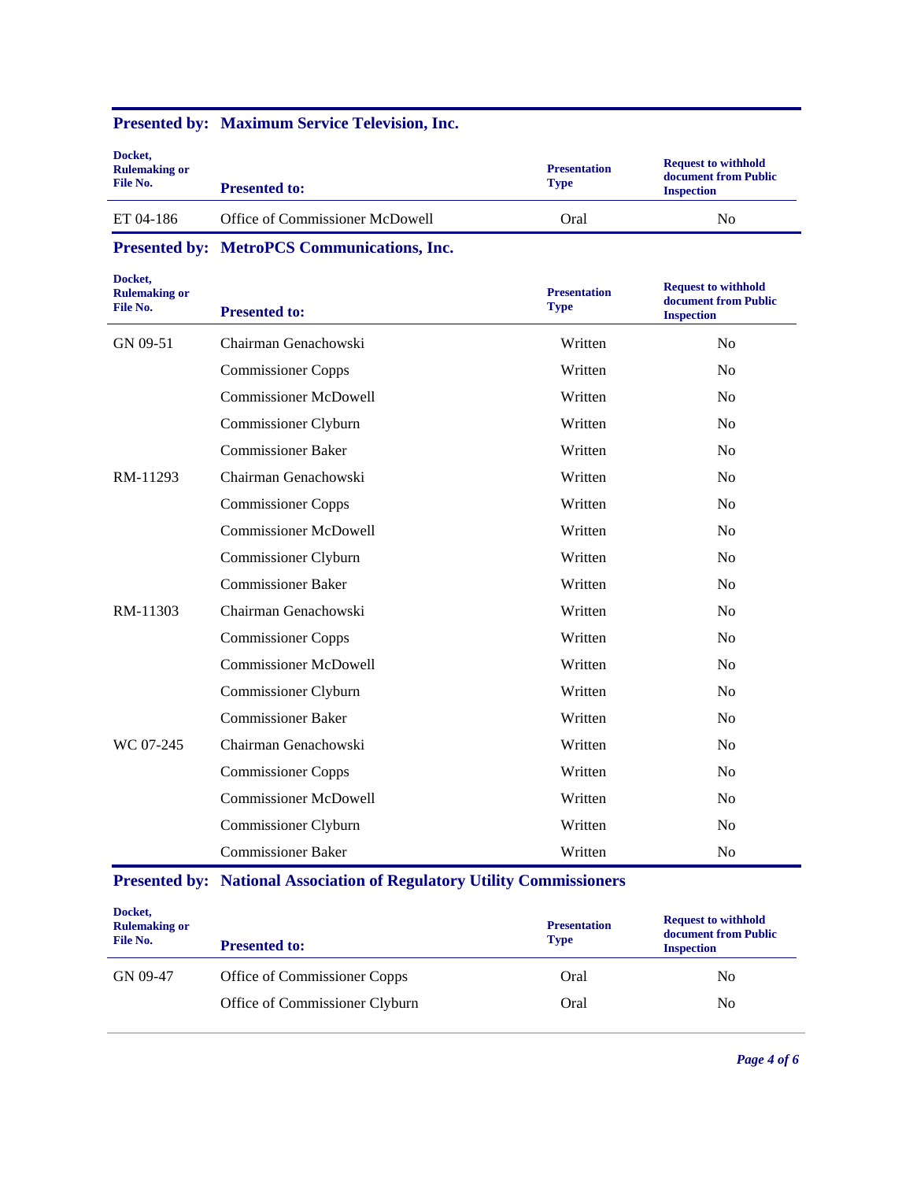**Presented by: Maximum Service Television, Inc.**

| Docket, Rulemaking or File No. | Presented to: | Presentation Type | Request to withhold document from Public Inspection |
|---|---|---|---|
| ET 04-186 | Office of Commissioner McDowell | Oral | No |

**Presented by: MetroPCS Communications, Inc.**

| Docket, Rulemaking or File No. | Presented to: | Presentation Type | Request to withhold document from Public Inspection |
|---|---|---|---|
| GN 09-51 | Chairman Genachowski | Written | No |
| | Commissioner Copps | Written | No |
| | Commissioner McDowell | Written | No |
| | Commissioner Clyburn | Written | No |
| | Commissioner Baker | Written | No |
| RM-11293 | Chairman Genachowski | Written | No |
| | Commissioner Copps | Written | No |
| | Commissioner McDowell | Written | No |
| | Commissioner Clyburn | Written | No |
| | Commissioner Baker | Written | No |
| RM-11303 | Chairman Genachowski | Written | No |
| | Commissioner Copps | Written | No |
| | Commissioner McDowell | Written | No |
| | Commissioner Clyburn | Written | No |
| | Commissioner Baker | Written | No |
| WC 07-245 | Chairman Genachowski | Written | No |
| | Commissioner Copps | Written | No |
| | Commissioner McDowell | Written | No |
| | Commissioner Clyburn | Written | No |
| | Commissioner Baker | Written | No |

**Presented by: National Association of Regulatory Utility Commissioners**

| Docket, Rulemaking or File No. | Presented to: | Presentation Type | Request to withhold document from Public Inspection |
|---|---|---|---|
| GN 09-47 | Office of Commissioner Copps | Oral | No |
| | Office of Commissioner Clyburn | Oral | No |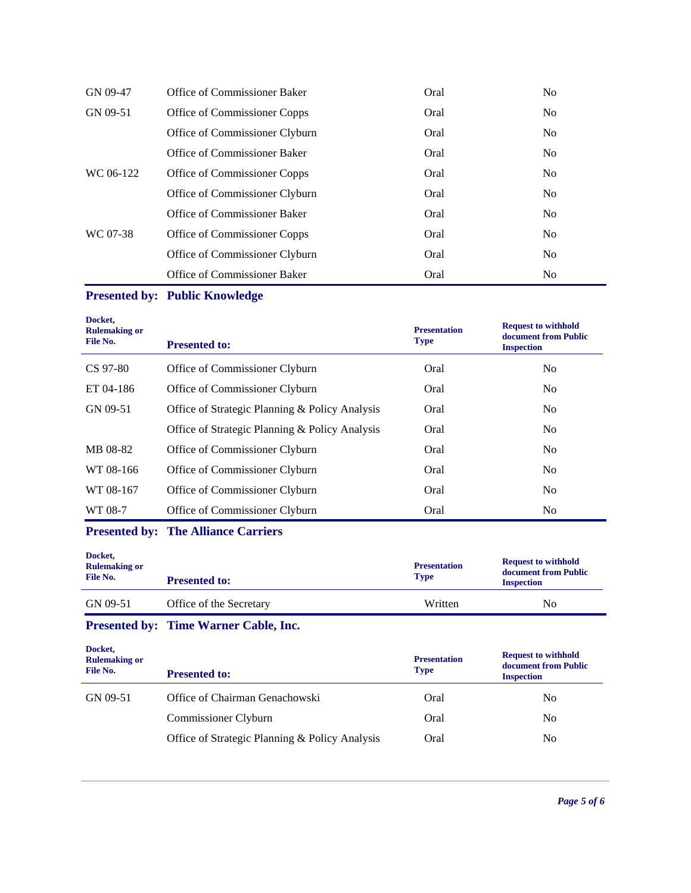| | | | |
|---|---|---|---|
| GN 09-47 | Office of Commissioner Baker | Oral | No |
| GN 09-51 | Office of Commissioner Copps | Oral | No |
| | Office of Commissioner Clyburn | Oral | No |
| | Office of Commissioner Baker | Oral | No |
| WC 06-122 | Office of Commissioner Copps | Oral | No |
| | Office of Commissioner Clyburn | Oral | No |
| | Office of Commissioner Baker | Oral | No |
| WC 07-38 | Office of Commissioner Copps | Oral | No |
| | Office of Commissioner Clyburn | Oral | No |
| | Office of Commissioner Baker | Oral | No |

## Presented by: Public Knowledge

| Docket, Rulemaking or File No. | Presented to: | Presentation Type | Request to withhold document from Public Inspection |
|---|---|---|---|
| CS 97-80 | Office of Commissioner Clyburn | Oral | No |
| ET 04-186 | Office of Commissioner Clyburn | Oral | No |
| GN 09-51 | Office of Strategic Planning & Policy Analysis | Oral | No |
| | Office of Strategic Planning & Policy Analysis | Oral | No |
| MB 08-82 | Office of Commissioner Clyburn | Oral | No |
| WT 08-166 | Office of Commissioner Clyburn | Oral | No |
| WT 08-167 | Office of Commissioner Clyburn | Oral | No |
| WT 08-7 | Office of Commissioner Clyburn | Oral | No |

## Presented by: The Alliance Carriers

| Docket, Rulemaking or File No. | Presented to: | Presentation Type | Request to withhold document from Public Inspection |
|---|---|---|---|
| GN 09-51 | Office of the Secretary | Written | No |

## Presented by: Time Warner Cable, Inc.

| Docket, Rulemaking or File No. | Presented to: | Presentation Type | Request to withhold document from Public Inspection |
|---|---|---|---|
| GN 09-51 | Office of Chairman Genachowski | Oral | No |
| | Commissioner Clyburn | Oral | No |
| | Office of Strategic Planning & Policy Analysis | Oral | No |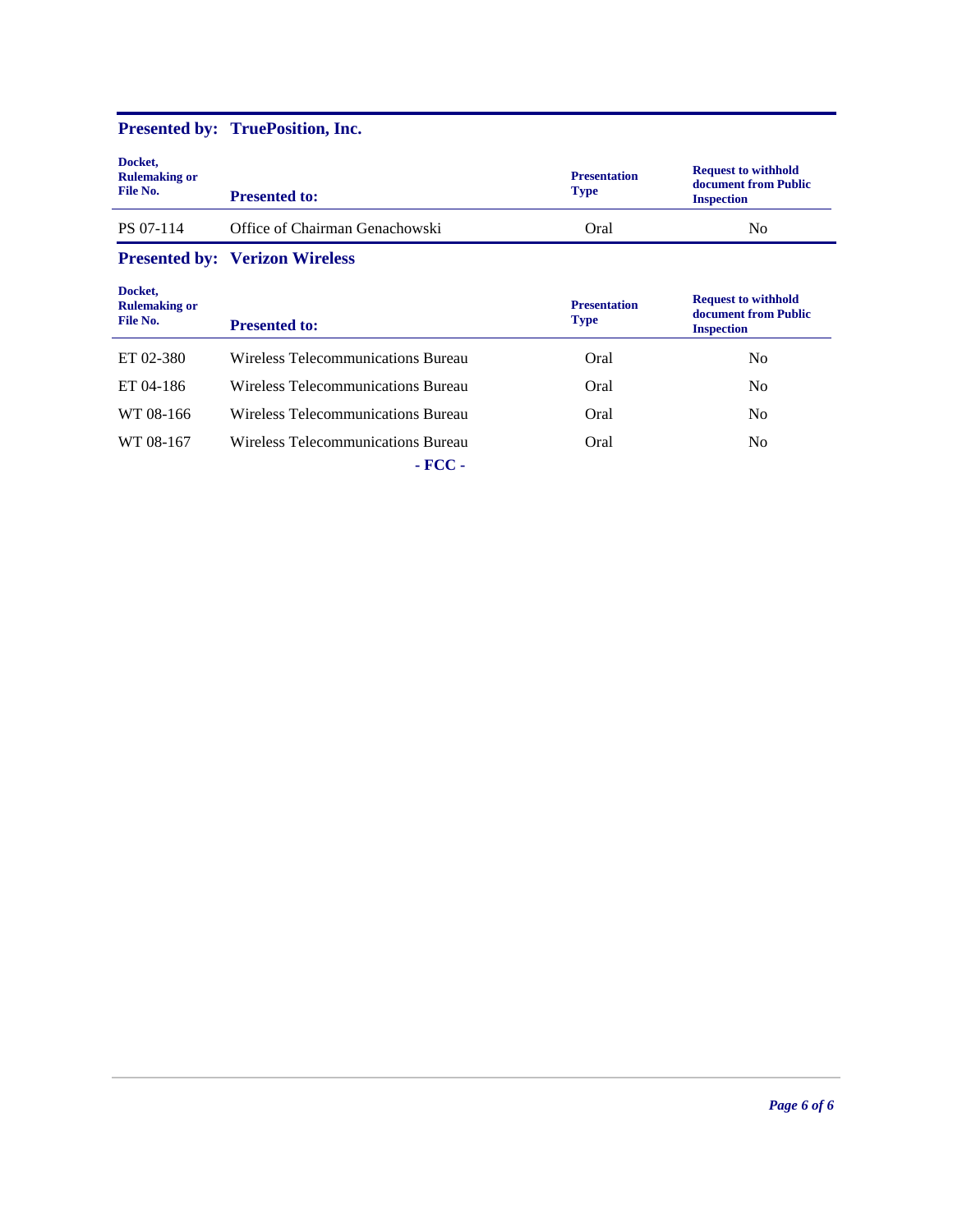## Presented by: TruePosition, Inc.

| Docket, Rulemaking or File No. | Presented to: | Presentation Type | Request to withhold document from Public Inspection |
| --- | --- | --- | --- |
| PS 07-114 | Office of Chairman Genachowski | Oral | No |

## Presented by: Verizon Wireless

| Docket, Rulemaking or File No. | Presented to: | Presentation Type | Request to withhold document from Public Inspection |
| --- | --- | --- | --- |
| ET 02-380 | Wireless Telecommunications Bureau | Oral | No |
| ET 04-186 | Wireless Telecommunications Bureau | Oral | No |
| WT 08-166 | Wireless Telecommunications Bureau | Oral | No |
| WT 08-167 | Wireless Telecommunications Bureau | Oral | No |

**- FCC -**